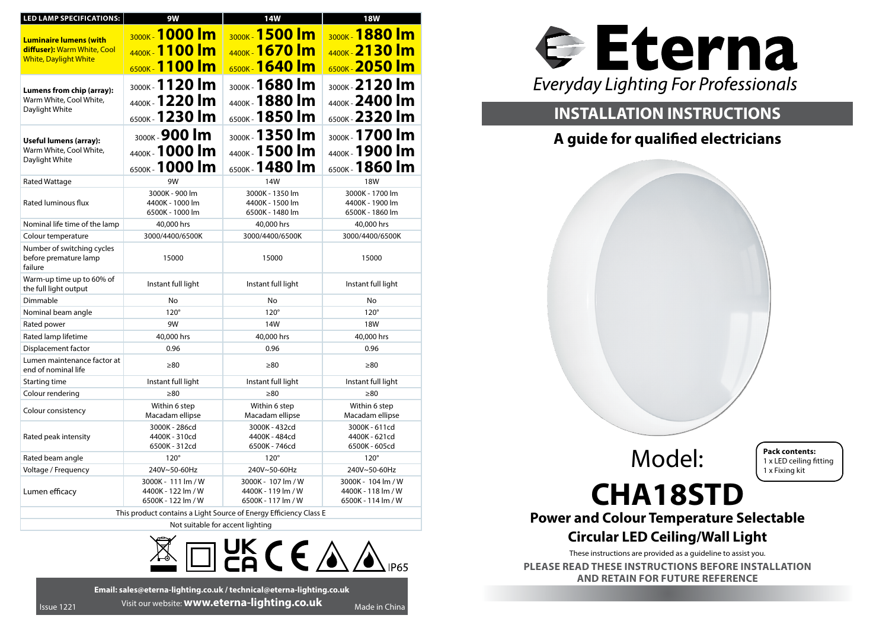| LED LAMP SPECIFICATIONS: | 9W | 14W | 18W |
|---|---|---|---|
| **Luminaire lumens (with diffuser):** Warm White, Cool White, Daylight White | 3000K - **1000 lm** 4400K - **1100 lm** 6500K - **1100 lm** | 3000K - **1500 lm** 4400K - **1670 lm** 6500K - **1640 lm** | 3000K - **1880 lm** 4400K - **2130 lm** 6500K - **2050 lm** |
| **Lumens from chip (array):** Warm White, Cool White, Daylight White | 3000K - **1120 lm** 4400K - **1220 lm** 6500K - **1230 lm** | 3000K - **1680 lm** 4400K - **1880 lm** 6500K - **1850 lm** | 3000K - **2120 lm** 4400K - **2400 lm** 6500K - **2320 lm** |
| **Useful lumens (array):** Warm White, Cool White, Daylight White | 3000K - **900 lm** 4400K - **1000 lm** 6500K - **1000 lm** | 3000K - **1350 lm** 4400K - **1500 lm** 6500K - **1480 lm** | 3000K - **1700 lm** 4400K - **1900 lm** 6500K - **1860 lm** |
| Rated Wattage | 9W | 14W | 18W |
| Rated luminous flux | 3000K - 900 lm 4400K - 1000 lm 6500K - 1000 lm | 3000K - 1350 lm 4400K - 1500 lm 6500K - 1480 lm | 3000K - 1700 lm 4400K - 1900 lm 6500K - 1860 lm |
| Nominal life time of the lamp | 40,000 hrs | 40,000 hrs | 40,000 hrs |
| Colour temperature | 3000/4400/6500K | 3000/4400/6500K | 3000/4400/6500K |
| Number of switching cycles before premature lamp failure | 15000 | 15000 | 15000 |
| Warm-up time up to 60% of the full light output | Instant full light | Instant full light | Instant full light |
| Dimmable | No | No | No |
| Nominal beam angle | 120° | 120° | 120° |
| Rated power | 9W | 14W | 18W |
| Rated lamp lifetime | 40,000 hrs | 40,000 hrs | 40,000 hrs |
| Displacement factor | 0.96 | 0.96 | 0.96 |
| Lumen maintenance factor at end of nominal life | ≥80 | ≥80 | ≥80 |
| Starting time | Instant full light | Instant full light | Instant full light |
| Colour rendering | ≥80 | ≥80 | ≥80 |
| Colour consistency | Within 6 step Macadam ellipse | Within 6 step Macadam ellipse | Within 6 step Macadam ellipse |
| Rated peak intensity | 3000K - 286cd 4400K - 310cd 6500K - 312cd | 3000K - 432cd 4400K - 484cd 6500K - 746cd | 3000K - 611cd 4400K - 621cd 6500K - 605cd |
| Rated beam angle | 120° | 120° | 120° |
| Voltage / Frequency | 240V~50-60Hz | 240V~50-60Hz | 240V~50-60Hz |
| Lumen efficacy | 3000K - 111 lm / W 4400K - 122 lm / W 6500K - 122 lm / W | 3000K - 107 lm / W 4400K - 119 lm / W 6500K - 114 lm / W | 3000K - 104 lm / W 4400K - 118 lm / W 6500K - 114 lm / W |
| This product contains a Light Source of Energy Efficiency Class E | | | |
| Not suitable for accent lighting | | | |

IP65

**Email: sales@eterna-lighting.co.uk / technical@eterna-lighting.co.uk**

Visit our website: **www.eterna-lighting.co.uk**

Issue 1221

Made in China

# Eterna

*Everyday Lighting For Professionals*

## INSTALLATION INSTRUCTIONS

### A guide for qualified electricians

Model:

# CHA18STD

**Pack contents:**
1 x LED ceiling fitting
1 x Fixing kit

### Power and Colour Temperature Selectable Circular LED Ceiling/Wall Light

These instructions are provided as a guideline to assist you.

**PLEASE READ THESE INSTRUCTIONS BEFORE INSTALLATION AND RETAIN FOR FUTURE REFERENCE**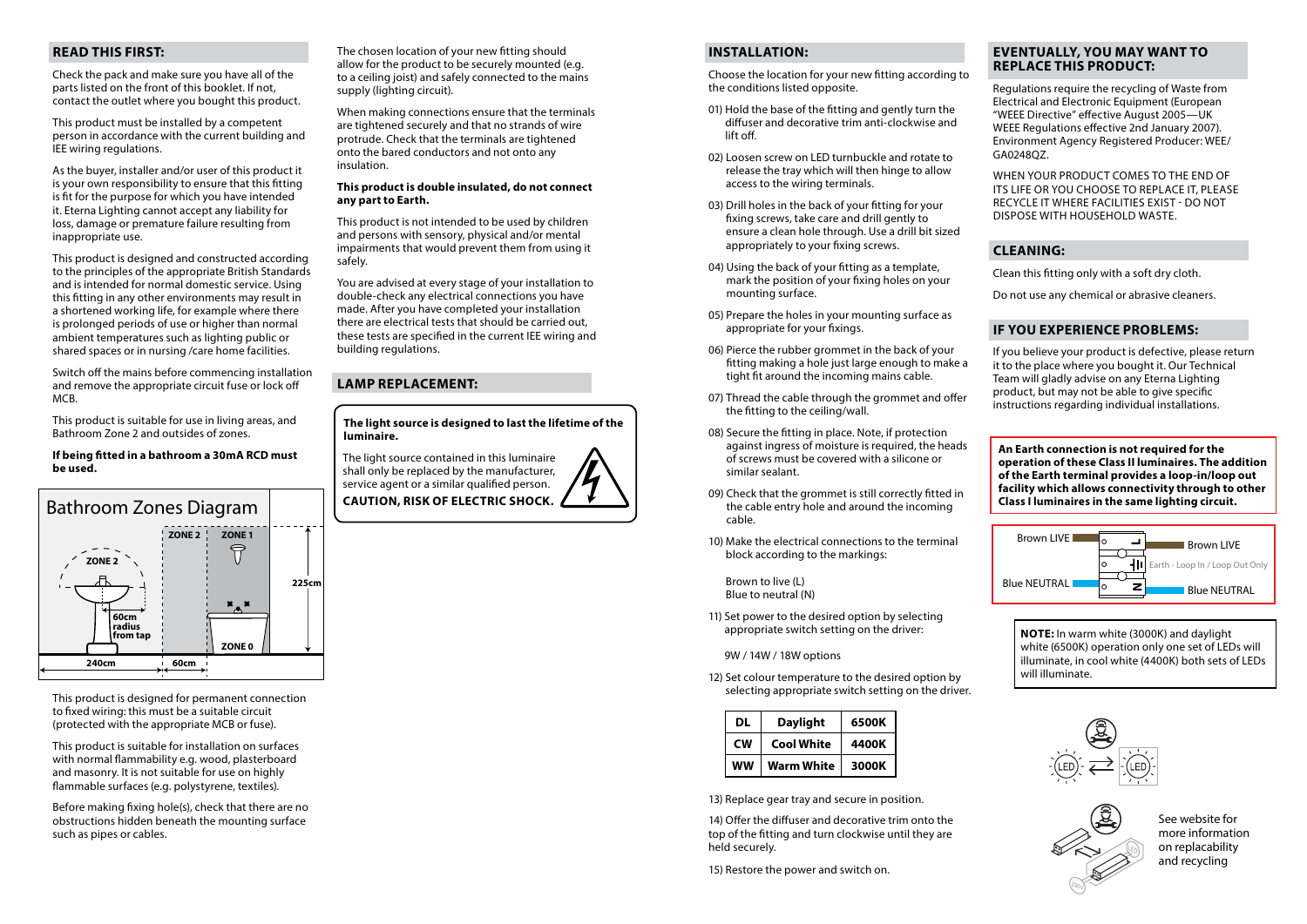## READ THIS FIRST:

Check the pack and make sure you have all of the parts listed on the front of this booklet. If not, contact the outlet where you bought this product.

This product must be installed by a competent person in accordance with the current building and IEE wiring regulations.

As the buyer, installer and/or user of this product it is your own responsibility to ensure that this fitting is fit for the purpose for which you have intended it. Eterna Lighting cannot accept any liability for loss, damage or premature failure resulting from inappropriate use.

This product is designed and constructed according to the principles of the appropriate British Standards and is intended for normal domestic service. Using this fitting in any other environments may result in a shortened working life, for example where there is prolonged periods of use or higher than normal ambient temperatures such as lighting public or shared spaces or in nursing /care home facilities.

Switch off the mains before commencing installation and remove the appropriate circuit fuse or lock off MCB.

This product is suitable for use in living areas, and Bathroom Zone 2 and outsides of zones.

**If being fitted in a bathroom a 30mA RCD must be used.**

Bathroom Zones Diagram

ZONE 2
ZONE 2
ZONE 1
ZONE 0
60cm radius from tap
225cm
240cm
60cm

This product is designed for permanent connection to fixed wiring: this must be a suitable circuit (protected with the appropriate MCB or fuse).

This product is suitable for installation on surfaces with normal flammability e.g. wood, plasterboard and masonry. It is not suitable for use on highly flammable surfaces (e.g. polystyrene, textiles).

Before making fixing hole(s), check that there are no obstructions hidden beneath the mounting surface such as pipes or cables.

The chosen location of your new fitting should allow for the product to be securely mounted (e.g. to a ceiling joist) and safely connected to the mains supply (lighting circuit).

When making connections ensure that the terminals are tightened securely and that no strands of wire protrude. Check that the terminals are tightened onto the bared conductors and not onto any insulation.

**This product is double insulated, do not connect any part to Earth.**

This product is not intended to be used by children and persons with sensory, physical and/or mental impairments that would prevent them from using it safely.

You are advised at every stage of your installation to double-check any electrical connections you have made. After you have completed your installation there are electrical tests that should be carried out, these tests are specified in the current IEE wiring and building regulations.

## LAMP REPLACEMENT:

**The light source is designed to last the lifetime of the luminaire.**

The light source contained in this luminaire shall only be replaced by the manufacturer, service agent or a similar qualified person.

**CAUTION, RISK OF ELECTRIC SHOCK.**

## INSTALLATION:

Choose the location for your new fitting according to the conditions listed opposite.

01) Hold the base of the fitting and gently turn the diffuser and decorative trim anti-clockwise and lift off.

02) Loosen screw on LED turnbuckle and rotate to release the tray which will then hinge to allow access to the wiring terminals.

03) Drill holes in the back of your fitting for your fixing screws, take care and drill gently to ensure a clean hole through. Use a drill bit sized appropriately to your fixing screws.

04) Using the back of your fitting as a template, mark the position of your fixing holes on your mounting surface.

05) Prepare the holes in your mounting surface as appropriate for your fixings.

06) Pierce the rubber grommet in the back of your fitting making a hole just large enough to make a tight fit around the incoming mains cable.

07) Thread the cable through the grommet and offer the fitting to the ceiling/wall.

08) Secure the fitting in place. Note, if protection against ingress of moisture is required, the heads of screws must be covered with a silicone or similar sealant.

09) Check that the grommet is still correctly fitted in the cable entry hole and around the incoming cable.

10) Make the electrical connections to the terminal block according to the markings:

Brown to live (L)
Blue to neutral (N)

11) Set power to the desired option by selecting appropriate switch setting on the driver:

9W / 14W / 18W options

12) Set colour temperature to the desired option by selecting appropriate switch setting on the driver.

| | | |
|---|---|---|
| **DL** | **Daylight** | **6500K** |
| **CW** | **Cool White** | **4400K** |
| **WW** | **Warm White** | **3000K** |

13) Replace gear tray and secure in position.

14) Offer the diffuser and decorative trim onto the top of the fitting and turn clockwise until they are held securely.

15) Restore the power and switch on.

## EVENTUALLY, YOU MAY WANT TO REPLACE THIS PRODUCT:

Regulations require the recycling of Waste from Electrical and Electronic Equipment (European "WEEE Directive" effective August 2005—UK WEEE Regulations effective 2nd January 2007). Environment Agency Registered Producer: WEE/GA0248QZ.

WHEN YOUR PRODUCT COMES TO THE END OF ITS LIFE OR YOU CHOOSE TO REPLACE IT, PLEASE RECYCLE IT WHERE FACILITIES EXIST - DO NOT DISPOSE WITH HOUSEHOLD WASTE.

## CLEANING:

Clean this fitting only with a soft dry cloth.

Do not use any chemical or abrasive cleaners.

## IF YOU EXPERIENCE PROBLEMS:

If you believe your product is defective, please return it to the place where you bought it. Our Technical Team will gladly advise on any Eterna Lighting product, but may not be able to give specific instructions regarding individual installations.

**An Earth connection is not required for the operation of these Class II luminaires. The addition of the Earth terminal provides a loop-in/loop out facility which allows connectivity through to other Class I luminaires in the same lighting circuit.**

Brown LIVE
Brown LIVE
Earth - Loop In / Loop Out Only
Blue NEUTRAL
Blue NEUTRAL

**NOTE:** In warm white (3000K) and daylight white (6500K) operation only one set of LEDs will illuminate, in cool white (4400K) both sets of LEDs will illuminate.

LED
LED

See website for more information on replacability and recycling